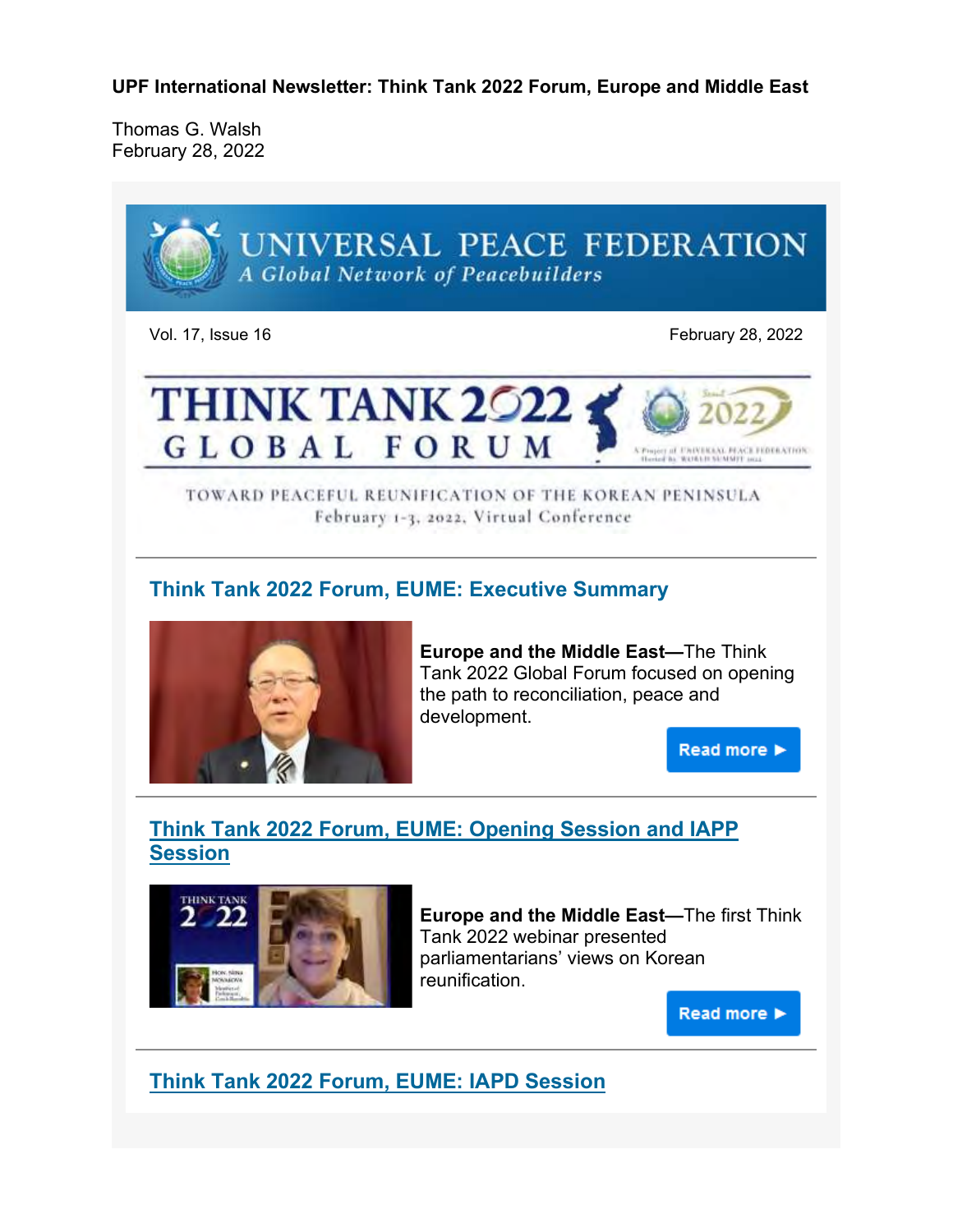**UPF International Newsletter: Think Tank 2022 Forum, Europe and Middle East**

Thomas G. Walsh
February 28, 2022

# UNIVERSAL PEACE FEDERATION

*A Global Network of Peacebuilders*

Vol. 17, Issue 16 February 28, 2022

## THINK TANK 2022 GLOBAL FORUM

TOWARD PEACEFUL REUNIFICATION OF THE KOREAN PENINSULA
February 1-3, 2022, Virtual Conference

### Think Tank 2022 Forum, EUME: Executive Summary

**Europe and the Middle East—**The Think Tank 2022 Global Forum focused on opening the path to reconciliation, peace and development.

Read more ►

### Think Tank 2022 Forum, EUME: Opening Session and IAPP Session

**Europe and the Middle East—**The first Think Tank 2022 webinar presented parliamentarians' views on Korean reunification.

Read more ►

### Think Tank 2022 Forum, EUME: IAPD Session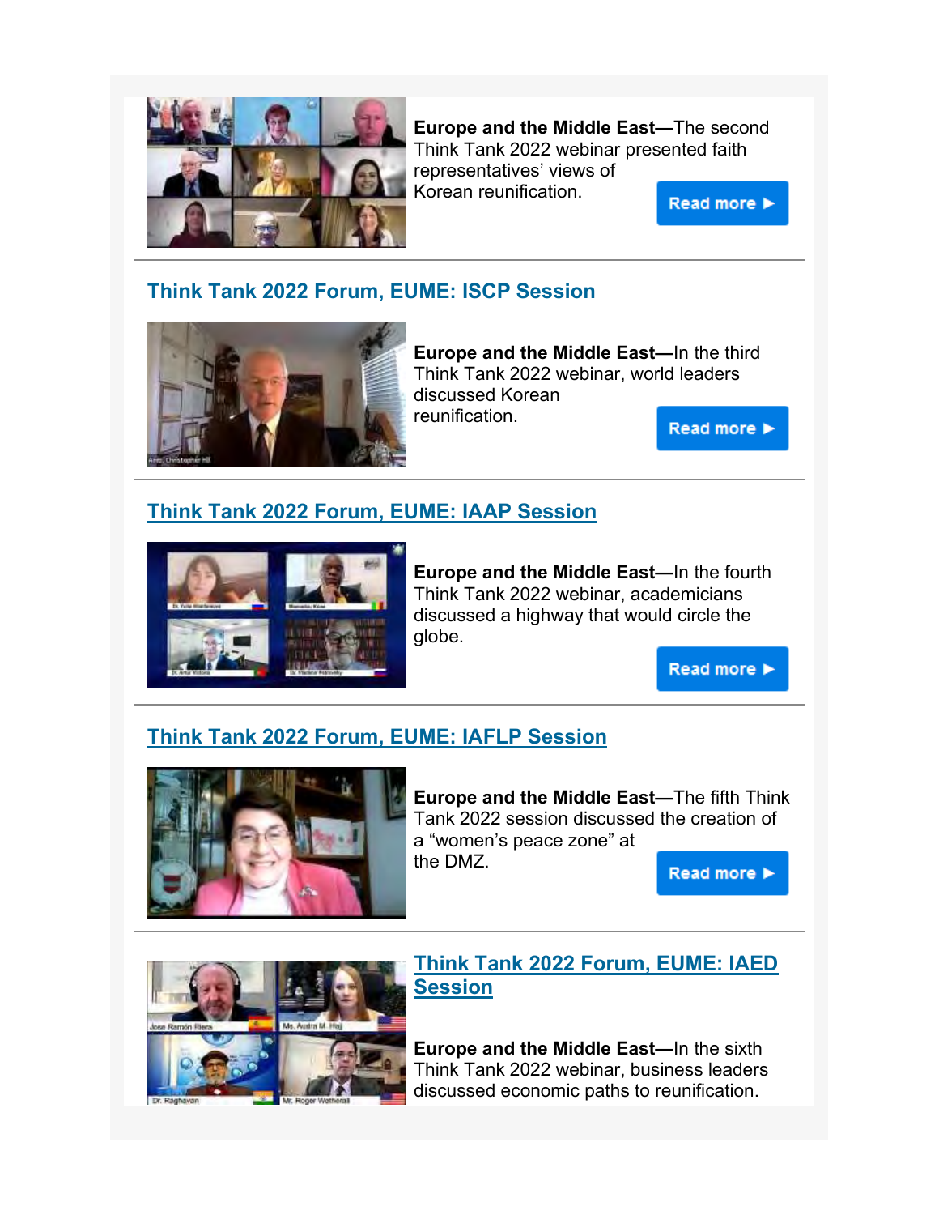**Europe and the Middle East—**The second Think Tank 2022 webinar presented faith representatives' views of Korean reunification.

Read more ▶

## Think Tank 2022 Forum, EUME: ISCP Session

**Europe and the Middle East—**In the third Think Tank 2022 webinar, world leaders discussed Korean reunification.

Read more ▶

## Think Tank 2022 Forum, EUME: IAAP Session

**Europe and the Middle East—**In the fourth Think Tank 2022 webinar, academicians discussed a highway that would circle the globe.

Read more ▶

## Think Tank 2022 Forum, EUME: IAFLP Session

**Europe and the Middle East—**The fifth Think Tank 2022 session discussed the creation of a "women's peace zone" at the DMZ.

Read more ▶

## Think Tank 2022 Forum, EUME: IAED Session

**Europe and the Middle East—**In the sixth Think Tank 2022 webinar, business leaders discussed economic paths to reunification.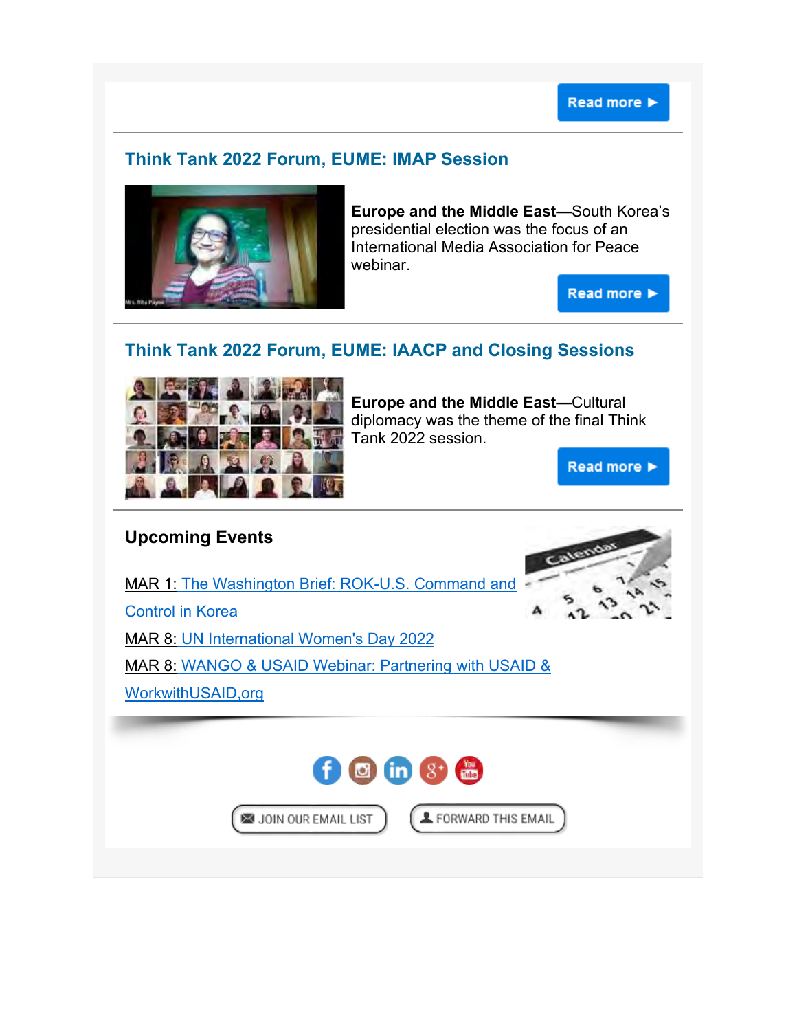Read more ▶

## Think Tank 2022 Forum, EUME: IMAP Session

**Europe and the Middle East—**South Korea's presidential election was the focus of an International Media Association for Peace webinar.

Read more ▶

## Think Tank 2022 Forum, EUME: IAACP and Closing Sessions

**Europe and the Middle East—**Cultural diplomacy was the theme of the final Think Tank 2022 session.

Read more ▶

### Upcoming Events

MAR 1: The Washington Brief: ROK-U.S. Command and Control in Korea

MAR 8: UN International Women's Day 2022

MAR 8: WANGO & USAID Webinar: Partnering with USAID & WorkwithUSAID,org

JOIN OUR EMAIL LIST

FORWARD THIS EMAIL